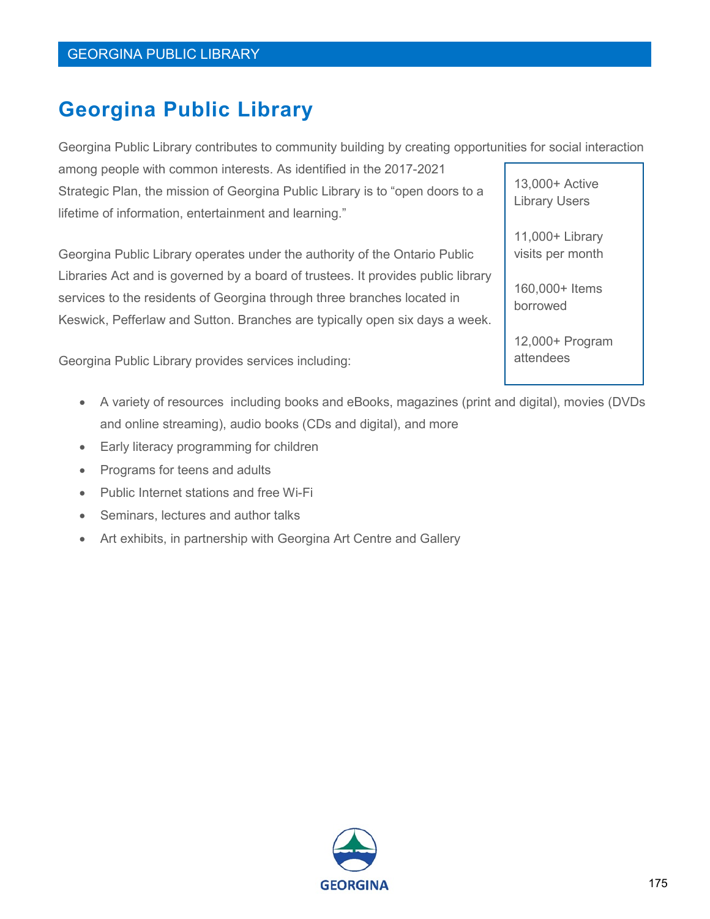# Georgina Public Library

Georgina Public Library contributes to community building by creating opportunities for social interaction among people with common interests. As identified in the 2017-2021 Strategic Plan, the mission of Georgina Public Library is to “open doors to a lifetime of information, entertainment and learning.”

13,000+ Active Library Users

11,000+ Library visits per month

160,000+ Items borrowed

12,000+ Program attendees

Georgina Public Library operates under the authority of the Ontario Public Libraries Act and is governed by a board of trustees. It provides public library services to the residents of Georgina through three branches located in Keswick, Pefferlaw and Sutton. Branches are typically open six days a week.

Georgina Public Library provides services including:

- A variety of resources including books and eBooks, magazines (print and digital), movies (DVDs and online streaming), audio books (CDs and digital), and more
- Early literacy programming for children
- Programs for teens and adults
- Public Internet stations and free Wi-Fi
- Seminars, lectures and author talks
- Art exhibits, in partnership with Georgina Art Centre and Gallery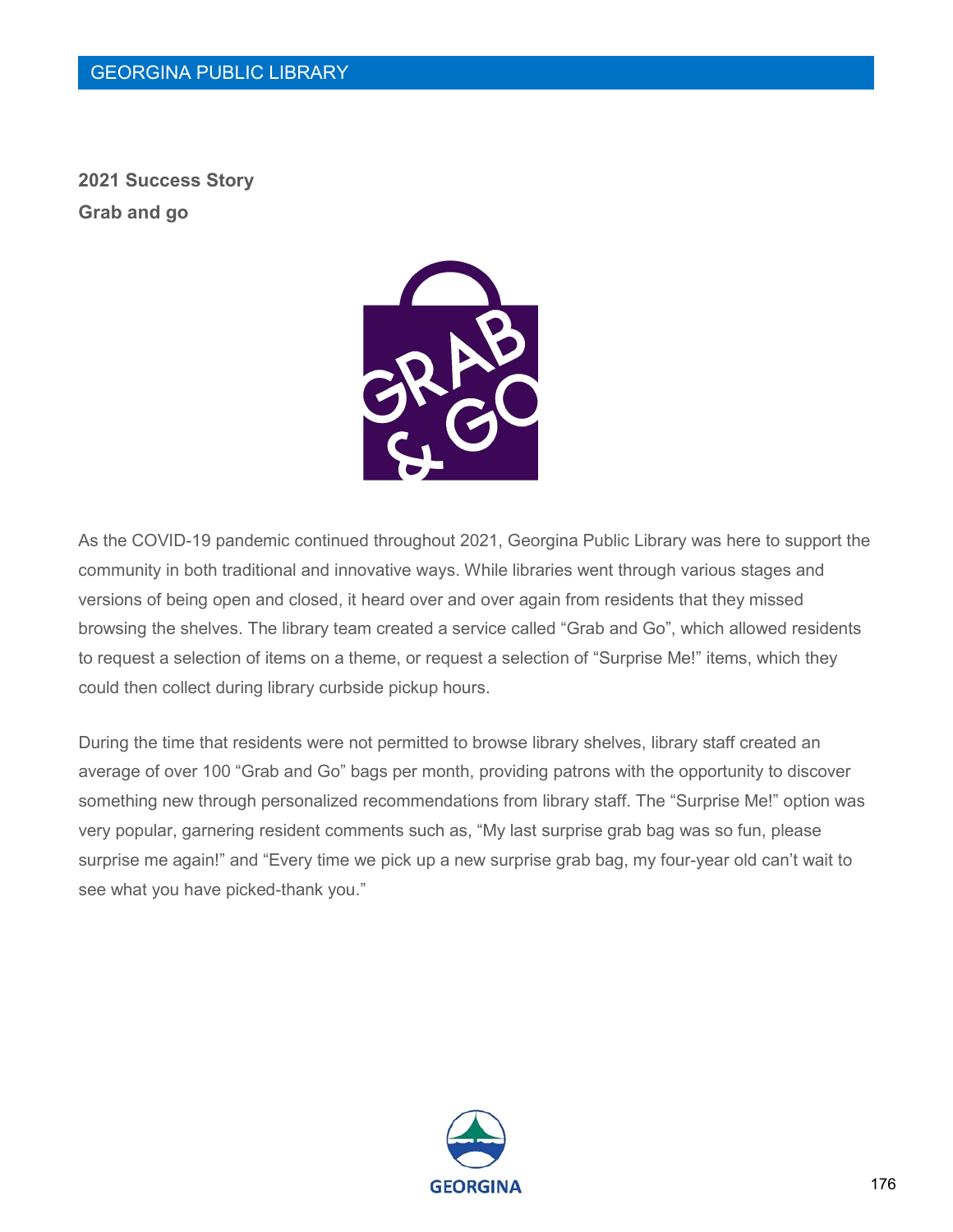**2021 Success Story**

**Grab and go**

As the COVID-19 pandemic continued throughout 2021, Georgina Public Library was here to support the community in both traditional and innovative ways. While libraries went through various stages and versions of being open and closed, it heard over and over again from residents that they missed browsing the shelves. The library team created a service called "Grab and Go", which allowed residents to request a selection of items on a theme, or request a selection of "Surprise Me!" items, which they could then collect during library curbside pickup hours.

During the time that residents were not permitted to browse library shelves, library staff created an average of over 100 "Grab and Go" bags per month, providing patrons with the opportunity to discover something new through personalized recommendations from library staff. The "Surprise Me!" option was very popular, garnering resident comments such as, "My last surprise grab bag was so fun, please surprise me again!" and "Every time we pick up a new surprise grab bag, my four-year old can't wait to see what you have picked-thank you."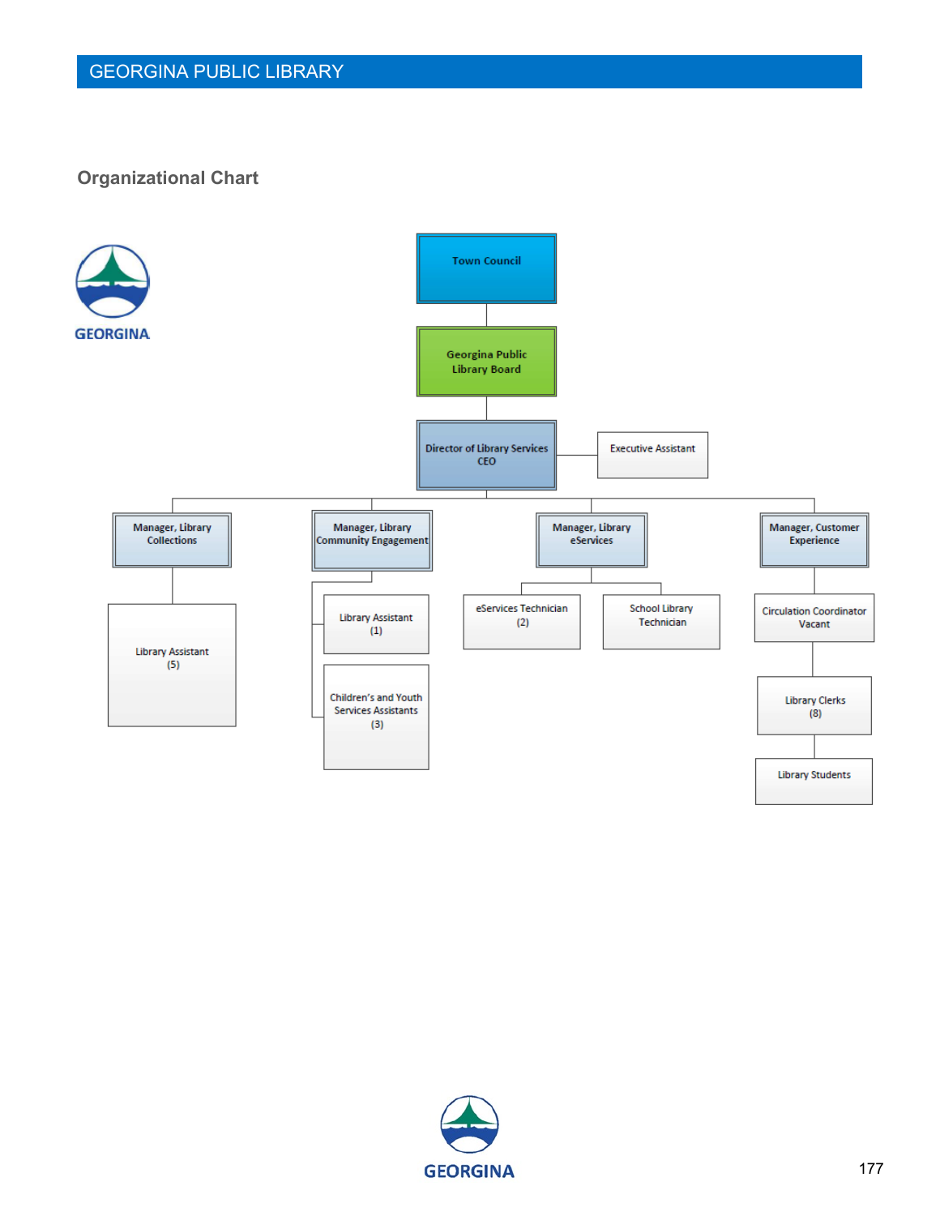## Organizational Chart

- Town Council
  - Georgina Public Library Board
    - Director of Library Services CEO
      - Executive Assistant
      - Manager, Library Collections
        - Library Assistant (5)
      - Manager, Library Community Engagement
        - Library Assistant (1)
        - Children's and Youth Services Assistants (3)
      - Manager, Library eServices
        - eServices Technician (2)
        - School Library Technician
      - Manager, Customer Experience
        - Circulation Coordinator Vacant
          - Library Clerks (8)
            - Library Students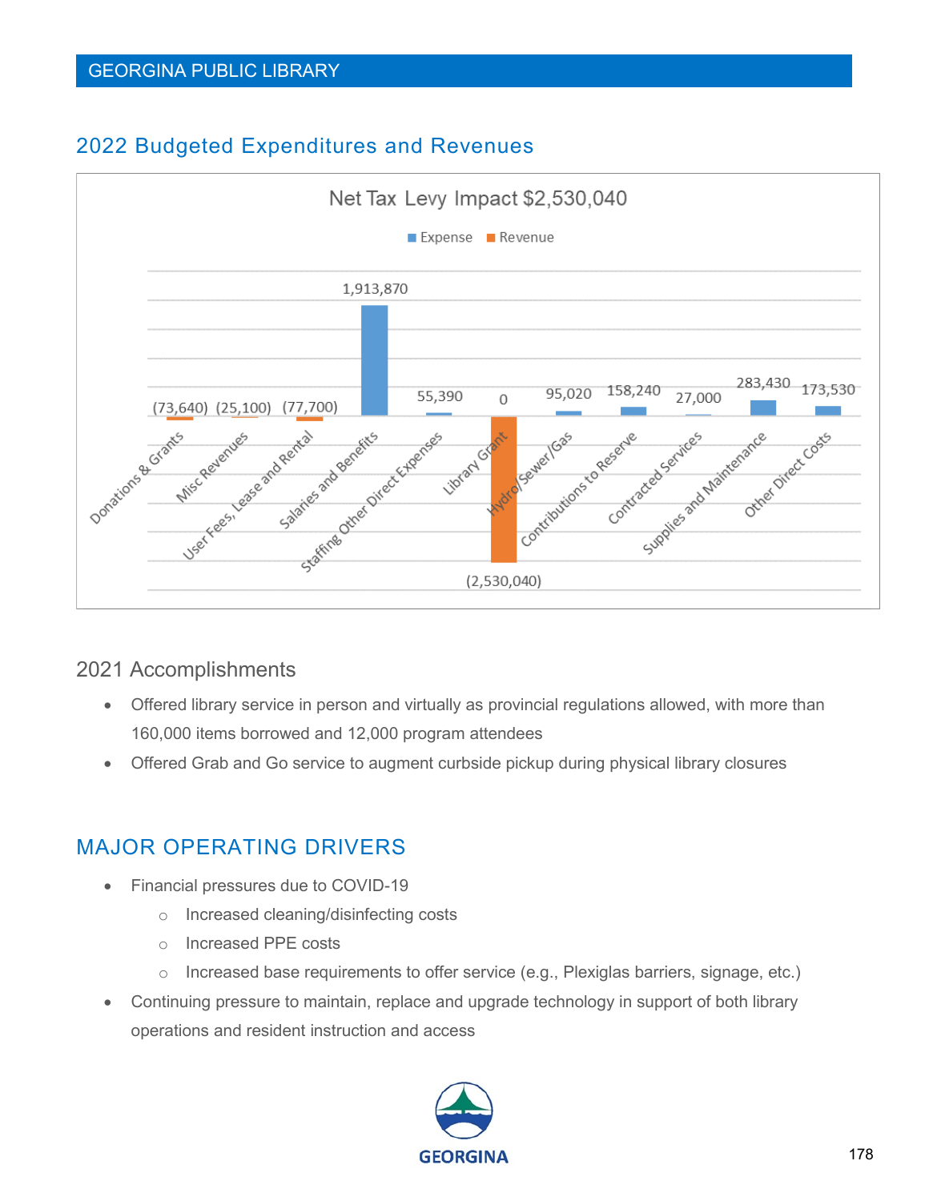## 2022 Budgeted Expenditures and Revenues

Net Tax Levy Impact $2,530,040

| Category | Type | Amount |
|---|---|---|
| Donations & Grants | Revenue | (73,640) |
| Misc Revenues | Revenue | (25,100) |
| User Fees, Lease and Rental | Revenue | (77,700) |
| Salaries and Benefits | Expense | 1,913,870 |
| Staffing Other Direct Expenses | Expense | 55,390 |
| Library Grant | Expense | 0 |
| Library Grant | Revenue | (2,530,040) |
| Hydro/Sewer/Gas | Expense | 95,020 |
| Contributions to Reserve | Expense | 158,240 |
| Contracted Services | Expense | 27,000 |
| Supplies and Maintenance | Expense | 283,430 |
| Other Direct Costs | Expense | 173,530 |

### 2021 Accomplishments

- Offered library service in person and virtually as provincial regulations allowed, with more than 160,000 items borrowed and 12,000 program attendees
- Offered Grab and Go service to augment curbside pickup during physical library closures

## MAJOR OPERATING DRIVERS

- Financial pressures due to COVID-19
  - Increased cleaning/disinfecting costs
  - Increased PPE costs
  - Increased base requirements to offer service (e.g., Plexiglas barriers, signage, etc.)
- Continuing pressure to maintain, replace and upgrade technology in support of both library operations and resident instruction and access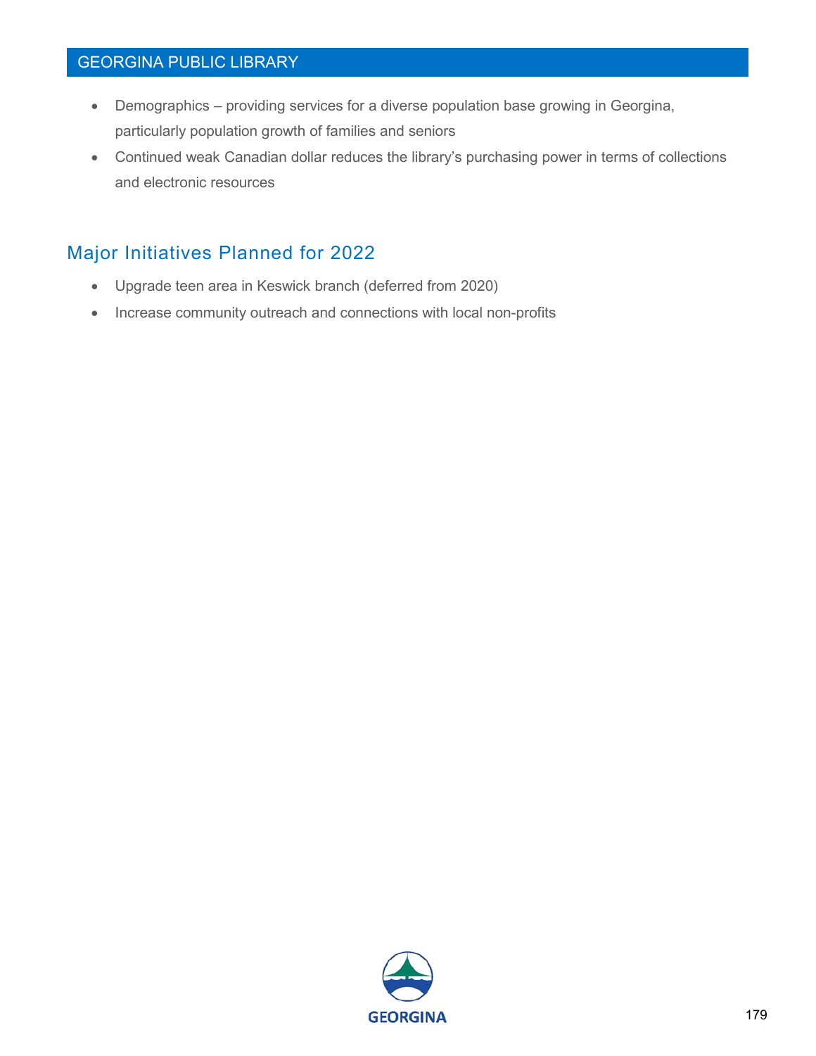- Demographics – providing services for a diverse population base growing in Georgina, particularly population growth of families and seniors
- Continued weak Canadian dollar reduces the library's purchasing power in terms of collections and electronic resources

## Major Initiatives Planned for 2022

- Upgrade teen area in Keswick branch (deferred from 2020)
- Increase community outreach and connections with local non-profits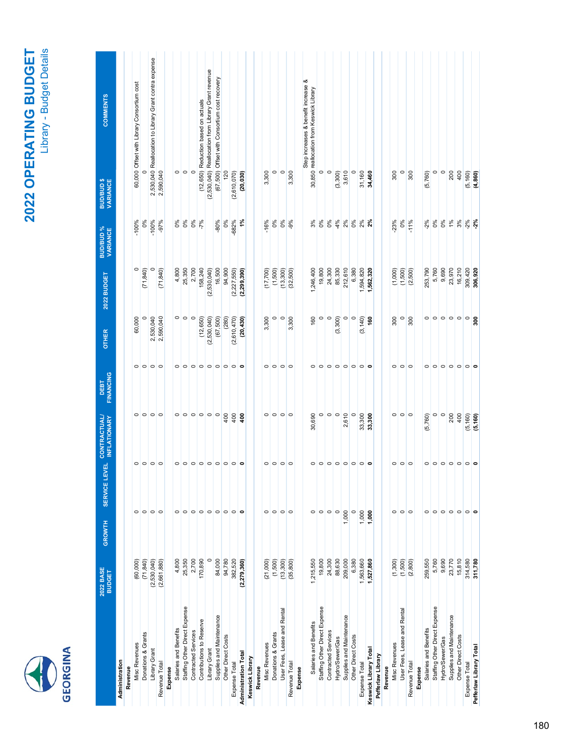# 2022 OPERATING BUDGET

## Library - Budget Details

| | 2022 BASE BUDGET | GROWTH | SERVICE LEVEL | CONTRACTUAL/ INFLATIONARY | DEBT FINANCING | OTHER | 2022 BUDGET | BUD/BUD % VARIANCE | BUD/BUD $ VARIANCE | COMMENTS |
|---|---|---|---|---|---|---|---|---|---|---|
| **Administration** | | | | | | | | | | |
| **Revenue** | | | | | | | | | | |
| Misc Revenues | (60,000) | 0 | 0 | 0 | 0 | 60,000 | 0 | -100% | 60,000 | Offset with Library Consortium cost |
| Donations & Grants | (71,840) | 0 | 0 | 0 | 0 | 0 | (71,840) | 0% | 0 | |
| Library Grant | (2,530,040) | 0 | 0 | 0 | 0 | 2,530,040 | 0 | -100% | 2,530,040 | Reallocation to Library Grant contra expense |
| Revenue Total | (2,661,880) | 0 | 0 | 0 | 0 | 2,590,040 | (71,840) | -97% | 2,590,040 | |
| **Expense** | | | | | | | | | | |
| Salaries and Benefits | 4,800 | 0 | 0 | 0 | 0 | 0 | 4,800 | 0% | 0 | |
| Staffing Other Direct Expense | 25,350 | 0 | 0 | 0 | 0 | 0 | 25,350 | 0% | 0 | |
| Contracted Services | 2,700 | 0 | 0 | 0 | 0 | 0 | 2,700 | 0% | 0 | |
| Contributions to Reserve | 170,890 | 0 | 0 | 0 | 0 | (12,650) | 158,240 | -7% | (12,650) | Reduction based on actuals |
| Library Grant | 0 | 0 | 0 | 0 | 0 | (2,530,040) | (2,530,040) | | (2,530,040) | Reallocation from Library Grant revenue |
| Supplies and Maintenance | 84,000 | 0 | 0 | 0 | 0 | (67,500) | 16,500 | -80% | (67,500) | Offset with Consortium cost recovery |
| Other Direct Costs | 94,780 | 0 | 0 | 400 | 0 | (280) | 94,900 | 0% | 120 | |
| Expense Total | 382,520 | 0 | 0 | 400 | 0 | (2,610,470) | (2,227,550) | -682% | (2,610,070) | |
| **Administration Total** | **(2,279,360)** | **0** | **0** | **400** | **0** | **(20,430)** | **(2,299,390)** | **1%** | **(20,030)** | |
| **Keswick Library** | | | | | | | | | | |
| **Revenue** | | | | | | | | | | |
| Misc Revenues | (21,000) | 0 | 0 | 0 | 0 | 3,300 | (17,700) | -16% | 3,300 | |
| Donations & Grants | (1,500) | 0 | 0 | 0 | 0 | 0 | (1,500) | 0% | 0 | |
| User Fees, Lease and Rental | (13,300) | 0 | 0 | 0 | 0 | 0 | (13,300) | 0% | 0 | |
| Revenue Total | (35,800) | 0 | 0 | 0 | 0 | 3,300 | (32,500) | -9% | 3,300 | |
| **Expense** | | | | | | | | | | |
| Salaries and Benefits | 1,215,550 | 0 | 0 | 30,690 | 0 | 160 | 1,246,400 | 3% | 30,850 | Step increases & benefit increase & reallocation from Keswick Library |
| Staffing Other Direct Expense | 19,800 | 0 | 0 | 0 | 0 | 0 | 19,800 | 0% | 0 | |
| Contracted Services | 24,300 | 0 | 0 | 0 | 0 | 0 | 24,300 | 0% | 0 | |
| Hydro/Sewer/Gas | 88,630 | 0 | 0 | 0 | 0 | (3,300) | 85,330 | -4% | (3,300) | |
| Supplies and Maintenance | 209,000 | 1,000 | 0 | 2,610 | 0 | 0 | 212,610 | 2% | 3,610 | |
| Other Direct Costs | 6,380 | 0 | 0 | 0 | 0 | 0 | 6,380 | 0% | 0 | |
| Expense Total | 1,563,660 | 1,000 | 0 | 33,300 | 0 | (3,140) | 1,594,820 | 2% | 31,160 | |
| **Keswick Library Total** | **1,527,860** | **1,000** | **0** | **33,300** | **0** | **160** | **1,562,320** | **2%** | **34,460** | |
| **Pefferlaw Library** | | | | | | | | | | |
| **Revenue** | | | | | | | | | | |
| Misc Revenues | (1,300) | 0 | 0 | 0 | 0 | 300 | (1,000) | -23% | 300 | |
| User Fees, Lease and Rental | (1,500) | 0 | 0 | 0 | 0 | 0 | (1,500) | 0% | 0 | |
| Revenue Total | (2,800) | 0 | 0 | 0 | 0 | 300 | (2,500) | -11% | 300 | |
| **Expense** | | | | | | | | | | |
| Salaries and Benefits | 259,550 | 0 | 0 | (5,760) | 0 | 0 | 253,790 | -2% | (5,760) | |
| Staffing Other Direct Expense | 5,760 | 0 | 0 | 0 | 0 | 0 | 5,760 | 0% | 0 | |
| Hydro/Sewer/Gas | 9,690 | 0 | 0 | 0 | 0 | 0 | 9,690 | 0% | 0 | |
| Supplies and Maintenance | 23,770 | 0 | 0 | 200 | 0 | 0 | 23,970 | 1% | 200 | |
| Other Direct Costs | 15,810 | 0 | 0 | 400 | 0 | 0 | 16,210 | 3% | 400 | |
| Expense Total | 314,580 | 0 | 0 | (5,160) | 0 | 0 | 309,420 | -2% | (5,160) | |
| **Pefferlaw Library Total** | **311,780** | **0** | **0** | **(5,160)** | **0** | **300** | **306,920** | **-2%** | **(4,860)** | |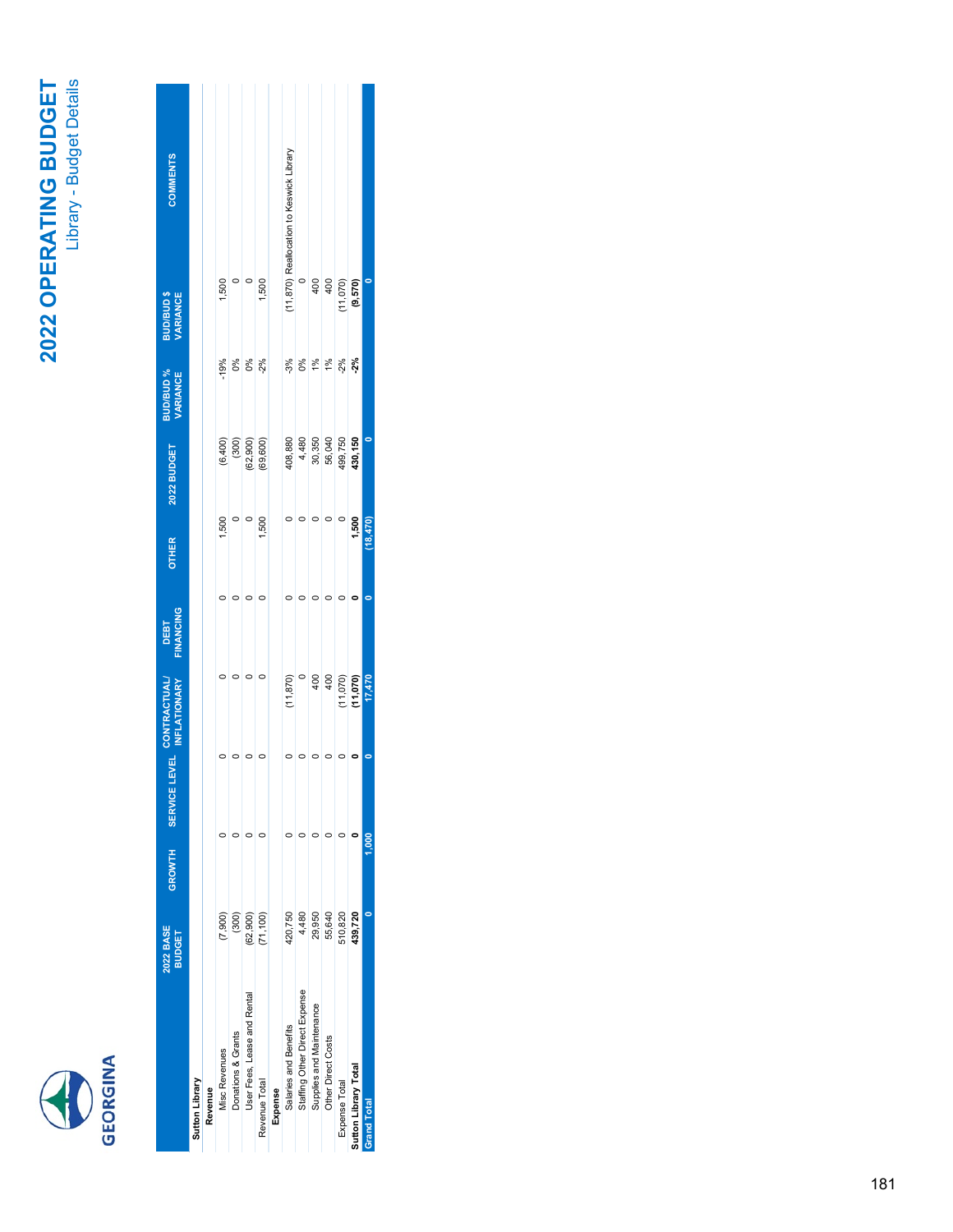# 2022 OPERATING BUDGET

## Library - Budget Details

GEORGINA

| | 2022 BASE BUDGET | GROWTH | SERVICE LEVEL | CONTRACTUAL/ INFLATIONARY | DEBT FINANCING | OTHER | 2022 BUDGET | BUD/BUD % VARIANCE | BUD/BUD $ VARIANCE | COMMENTS |
|---|---|---|---|---|---|---|---|---|---|---|
| **Sutton Library** | | | | | | | | | | |
| **Revenue** | | | | | | | | | | |
| Misc Revenues | (7,900) | 0 | 0 | 0 | 0 | 1,500 | (6,400) | -19% | 1,500 | |
| Donations & Grants | (300) | 0 | 0 | 0 | 0 | 0 | (300) | 0% | 0 | |
| User Fees, Lease and Rental | (62,900) | 0 | 0 | 0 | 0 | 0 | (62,900) | 0% | 0 | |
| Revenue Total | (71,100) | 0 | 0 | 0 | 0 | 1,500 | (69,600) | -2% | 1,500 | |
| **Expense** | | | | | | | | | | |
| Salaries and Benefits | 420,750 | 0 | 0 | (11,870) | 0 | 0 | 408,880 | -3% | (11,870) | Reallocation to Keswick Library |
| Staffing Other Direct Expense | 4,480 | 0 | 0 | 0 | 0 | 0 | 4,480 | 0% | 0 | |
| Supplies and Maintenance | 29,950 | 0 | 0 | 400 | 0 | 0 | 30,350 | 1% | 400 | |
| Other Direct Costs | 55,640 | 0 | 0 | 0 | 0 | 0 | 56,040 | 1% | 400 | |
| Expense Total | 510,820 | 0 | 0 | (11,070) | 0 | 0 | 499,750 | -2% | (11,070) | |
| **Sutton Library Total** | **439,720** | **0** | **0** | **(11,070)** | **0** | **1,500** | **430,150** | **-2%** | **(9,570)** | |
| **Grand Total** | **0** | **1,000** | **0** | **17,470** | **0** | **(18,470)** | **0** | | **0** | |